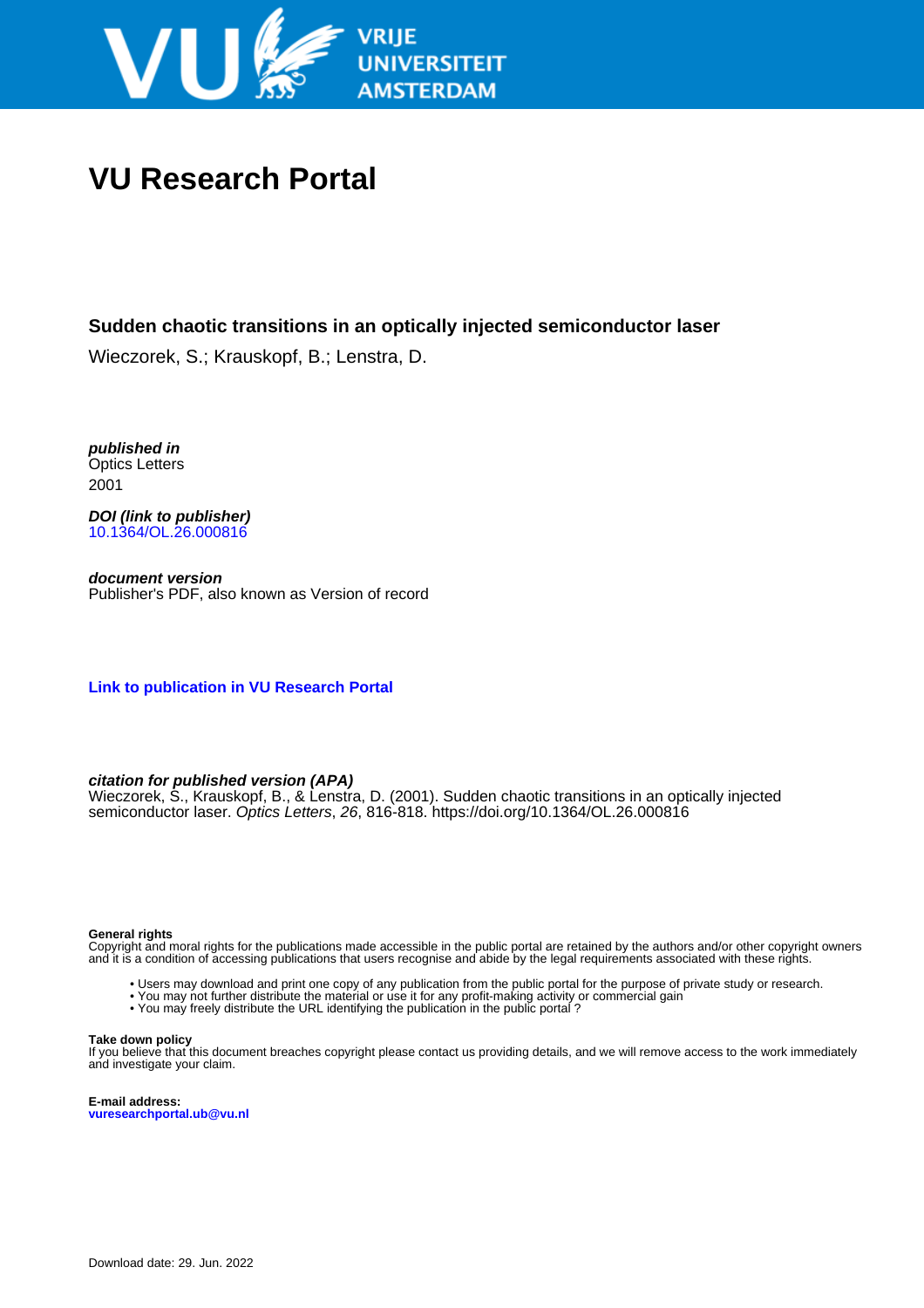# VU Research Portal

## Sudden chaotic transitions in an optically injected semiconductor laser

Wieczorek, S.; Krauskopf, B.; Lenstra, D.

***published in***
Optics Letters
2001

***DOI (link to publisher)***
10.1364/OL.26.000816

***document version***
Publisher's PDF, also known as Version of record

**Link to publication in VU Research Portal**

***citation for published version (APA)***
Wieczorek, S., Krauskopf, B., & Lenstra, D. (2001). Sudden chaotic transitions in an optically injected semiconductor laser. *Optics Letters*, *26*, 816-818. https://doi.org/10.1364/OL.26.000816

**General rights**
Copyright and moral rights for the publications made accessible in the public portal are retained by the authors and/or other copyright owners and it is a condition of accessing publications that users recognise and abide by the legal requirements associated with these rights.

- Users may download and print one copy of any publication from the public portal for the purpose of private study or research.
- You may not further distribute the material or use it for any profit-making activity or commercial gain
- You may freely distribute the URL identifying the publication in the public portal ?

**Take down policy**
If you believe that this document breaches copyright please contact us providing details, and we will remove access to the work immediately and investigate your claim.

**E-mail address:**
**vuresearchportal.ub@vu.nl**

Download date: 29. Jun. 2022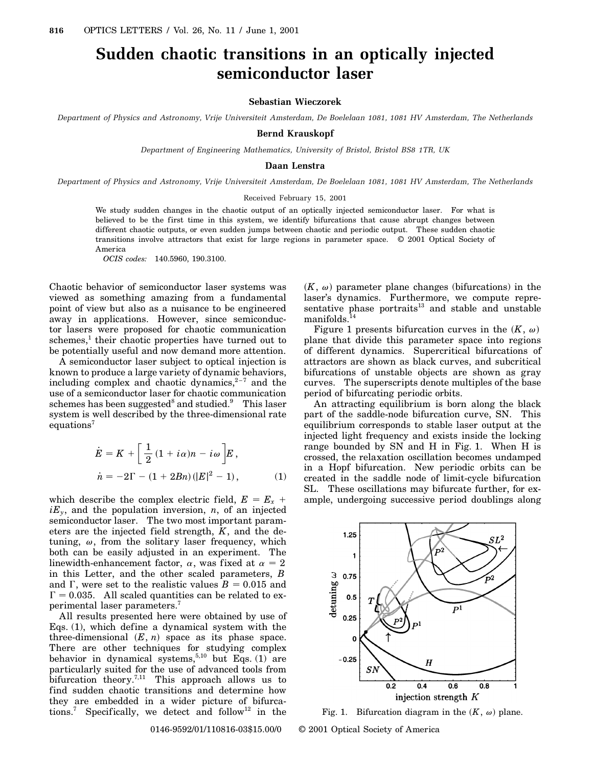# Sudden chaotic transitions in an optically injected semiconductor laser

**Sebastian Wieczorek**

*Department of Physics and Astronomy, Vrije Universiteit Amsterdam, De Boelelaan 1081, 1081 HV Amsterdam, The Netherlands*

**Bernd Krauskopf**

*Department of Engineering Mathematics, University of Bristol, Bristol BS8 1TR, UK*

**Daan Lenstra**

*Department of Physics and Astronomy, Vrije Universiteit Amsterdam, De Boelelaan 1081, 1081 HV Amsterdam, The Netherlands*

Received February 15, 2001

We study sudden changes in the chaotic output of an optically injected semiconductor laser. For what is believed to be the first time in this system, we identify bifurcations that cause abrupt changes between different chaotic outputs, or even sudden jumps between chaotic and periodic output. These sudden chaotic transitions involve attractors that exist for large regions in parameter space. © 2001 Optical Society of America

*OCIS codes:* 140.5960, 190.3100.

Chaotic behavior of semiconductor laser systems was viewed as something amazing from a fundamental point of view but also as a nuisance to be engineered away in applications. However, since semiconductor lasers were proposed for chaotic communication schemes,[1] their chaotic properties have turned out to be potentially useful and now demand more attention.

A semiconductor laser subject to optical injection is known to produce a large variety of dynamic behaviors, including complex and chaotic dynamics,[2–7] and the use of a semiconductor laser for chaotic communication schemes has been suggested[8] and studied.[9] This laser system is well described by the three-dimensional rate equations[7]

$$\dot{E} = K + \left[\frac{1}{2}(1 + i\alpha)n - i\omega\right]E\,,$$
$$\dot{n} = -2\Gamma - (1 + 2Bn)(|E|^2 - 1)\,, \tag{1}$$

which describe the complex electric field, $E = E_x + iE_y$, and the population inversion, $n$, of an injected semiconductor laser. The two most important parameters are the injected field strength, $K$, and the detuning, $\omega$, from the solitary laser frequency, which both can be easily adjusted in an experiment. The linewidth-enhancement factor, $\alpha$, was fixed at $\alpha = 2$ in this Letter, and the other scaled parameters, $B$ and $\Gamma$, were set to the realistic values $B = 0.015$ and $\Gamma = 0.035$. All scaled quantities can be related to experimental laser parameters.[7]

All results presented here were obtained by use of Eqs. (1), which define a dynamical system with the three-dimensional $(E, n)$ space as its phase space. There are other techniques for studying complex behavior in dynamical systems,[5,10] but Eqs. (1) are particularly suited for the use of advanced tools from bifurcation theory.[7,11] This approach allows us to find sudden chaotic transitions and determine how they are embedded in a wider picture of bifurcations.[7] Specifically, we detect and follow[12] in the $(K, \omega)$ parameter plane changes (bifurcations) in the laser's dynamics. Furthermore, we compute representative phase portraits[13] and stable and unstable manifolds.[14]

Figure 1 presents bifurcation curves in the $(K, \omega)$ plane that divide this parameter space into regions of different dynamics. Supercritical bifurcations of attractors are shown as black curves, and subcritical bifurcations of unstable objects are shown as gray curves. The superscripts denote multiples of the base period of bifurcating periodic orbits.

An attracting equilibrium is born along the black part of the saddle-node bifurcation curve, SN. This equilibrium corresponds to stable laser output at the injected light frequency and exists inside the locking range bounded by SN and H in Fig. 1. When H is crossed, the relaxation oscillation becomes undamped in a Hopf bifurcation. New periodic orbits can be created in the saddle node of limit-cycle bifurcation SL. These oscillations may bifurcate further, for example, undergoing successive period doublings along

Fig. 1. Bifurcation diagram in the $(K, \omega)$ plane.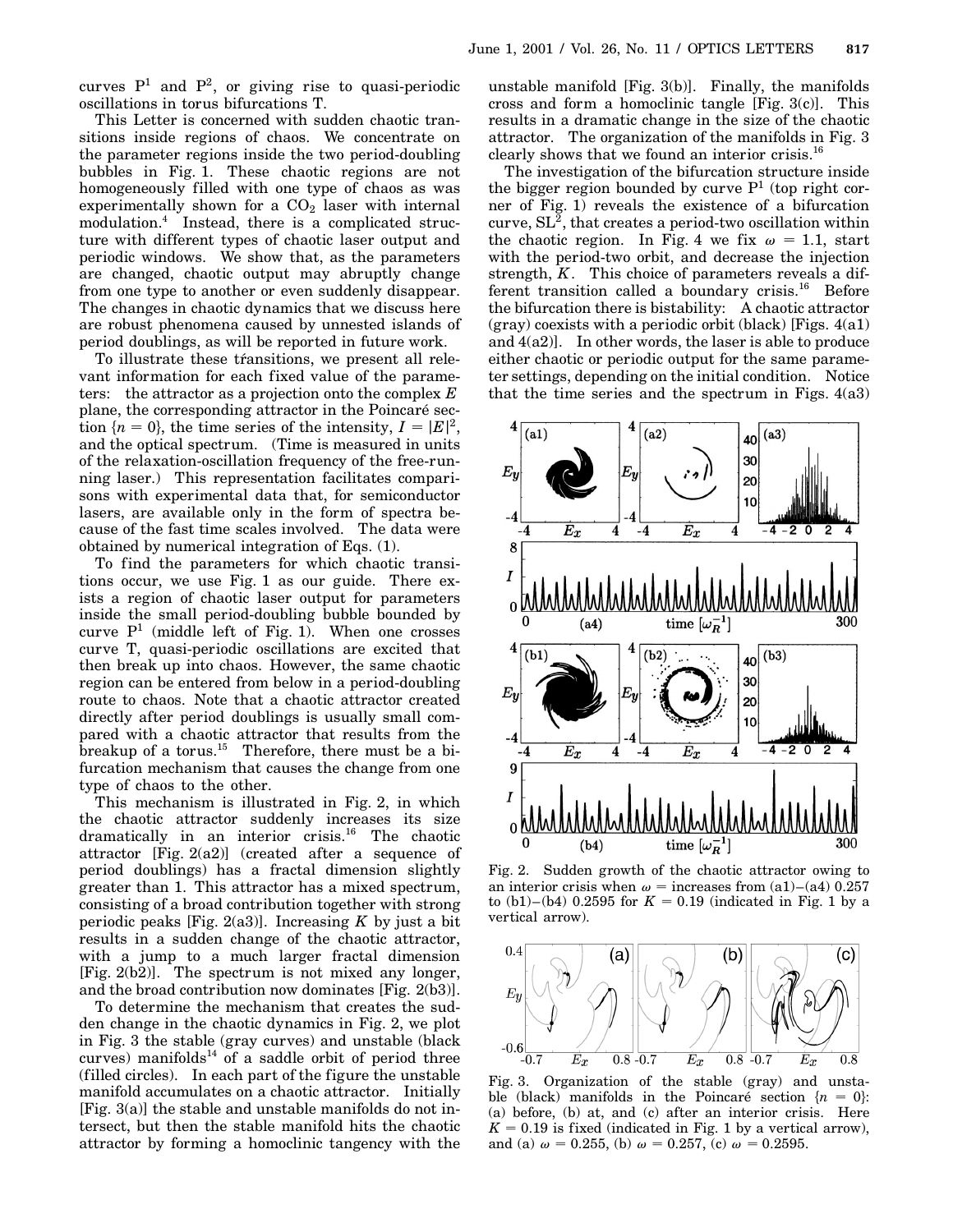curves $P^1$ and $P^2$, or giving rise to quasi-periodic oscillations in torus bifurcations T.

This Letter is concerned with sudden chaotic transitions inside regions of chaos. We concentrate on the parameter regions inside the two period-doubling bubbles in Fig. 1. These chaotic regions are not homogeneously filled with one type of chaos as was experimentally shown for a $CO_2$ laser with internal modulation.[4] Instead, there is a complicated structure with different types of chaotic laser output and periodic windows. We show that, as the parameters are changed, chaotic output may abruptly change from one type to another or even suddenly disappear. The changes in chaotic dynamics that we discuss here are robust phenomena caused by unnested islands of period doublings, as will be reported in future work.

To illustrate these transitions, we present all relevant information for each fixed value of the parameters: the attractor as a projection onto the complex $E$ plane, the corresponding attractor in the Poincaré section $\{n = 0\}$, the time series of the intensity, $I = |E|^2$, and the optical spectrum. (Time is measured in units of the relaxation-oscillation frequency of the free-running laser.) This representation facilitates comparisons with experimental data that, for semiconductor lasers, are available only in the form of spectra because of the fast time scales involved. The data were obtained by numerical integration of Eqs. (1).

To find the parameters for which chaotic transitions occur, we use Fig. 1 as our guide. There exists a region of chaotic laser output for parameters inside the small period-doubling bubble bounded by curve $P^1$ (middle left of Fig. 1). When one crosses curve T, quasi-periodic oscillations are excited that then break up into chaos. However, the same chaotic region can be entered from below in a period-doubling route to chaos. Note that a chaotic attractor created directly after period doublings is usually small compared with a chaotic attractor that results from the breakup of a torus.[15] Therefore, there must be a bifurcation mechanism that causes the change from one type of chaos to the other.

This mechanism is illustrated in Fig. 2, in which the chaotic attractor suddenly increases its size dramatically in an interior crisis.[16] The chaotic attractor [Fig. 2(a2)] (created after a sequence of period doublings) has a fractal dimension slightly greater than 1. This attractor has a mixed spectrum, consisting of a broad contribution together with strong periodic peaks [Fig. 2(a3)]. Increasing $K$ by just a bit results in a sudden change of the chaotic attractor, with a jump to a much larger fractal dimension [Fig. 2(b2)]. The spectrum is not mixed any longer, and the broad contribution now dominates [Fig. 2(b3)].

To determine the mechanism that creates the sudden change in the chaotic dynamics in Fig. 2, we plot in Fig. 3 the stable (gray curves) and unstable (black curves) manifolds[14] of a saddle orbit of period three (filled circles). In each part of the figure the unstable manifold accumulates on a chaotic attractor. Initially [Fig. 3(a)] the stable and unstable manifolds do not intersect, but then the stable manifold hits the chaotic attractor by forming a homoclinic tangency with the unstable manifold [Fig. 3(b)]. Finally, the manifolds cross and form a homoclinic tangle [Fig. 3(c)]. This results in a dramatic change in the size of the chaotic attractor. The organization of the manifolds in Fig. 3 clearly shows that we found an interior crisis.[16]

The investigation of the bifurcation structure inside the bigger region bounded by curve $P^1$ (top right corner of Fig. 1) reveals the existence of a bifurcation curve, $SL^2$, that creates a period-two oscillation within the chaotic region. In Fig. 4 we fix $\omega = 1.1$, start with the period-two orbit, and decrease the injection strength, $K$. This choice of parameters reveals a different transition called a boundary crisis.[16] Before the bifurcation there is bistability: A chaotic attractor (gray) coexists with a periodic orbit (black) [Figs. 4(a1) and 4(a2)]. In other words, the laser is able to produce either chaotic or periodic output for the same parameter settings, depending on the initial condition. Notice that the time series and the spectrum in Figs. 4(a3)

Fig. 2. Sudden growth of the chaotic attractor owing to an interior crisis when $\omega$ = increases from (a1)–(a4) 0.257 to (b1)–(b4) 0.2595 for $K = 0.19$ (indicated in Fig. 1 by a vertical arrow).

Fig. 3. Organization of the stable (gray) and unstable (black) manifolds in the Poincaré section $\{n = 0\}$: (a) before, (b) at, and (c) after an interior crisis. Here $K = 0.19$ is fixed (indicated in Fig. 1 by a vertical arrow), and (a) $\omega = 0.255$, (b) $\omega = 0.257$, (c) $\omega = 0.2595$.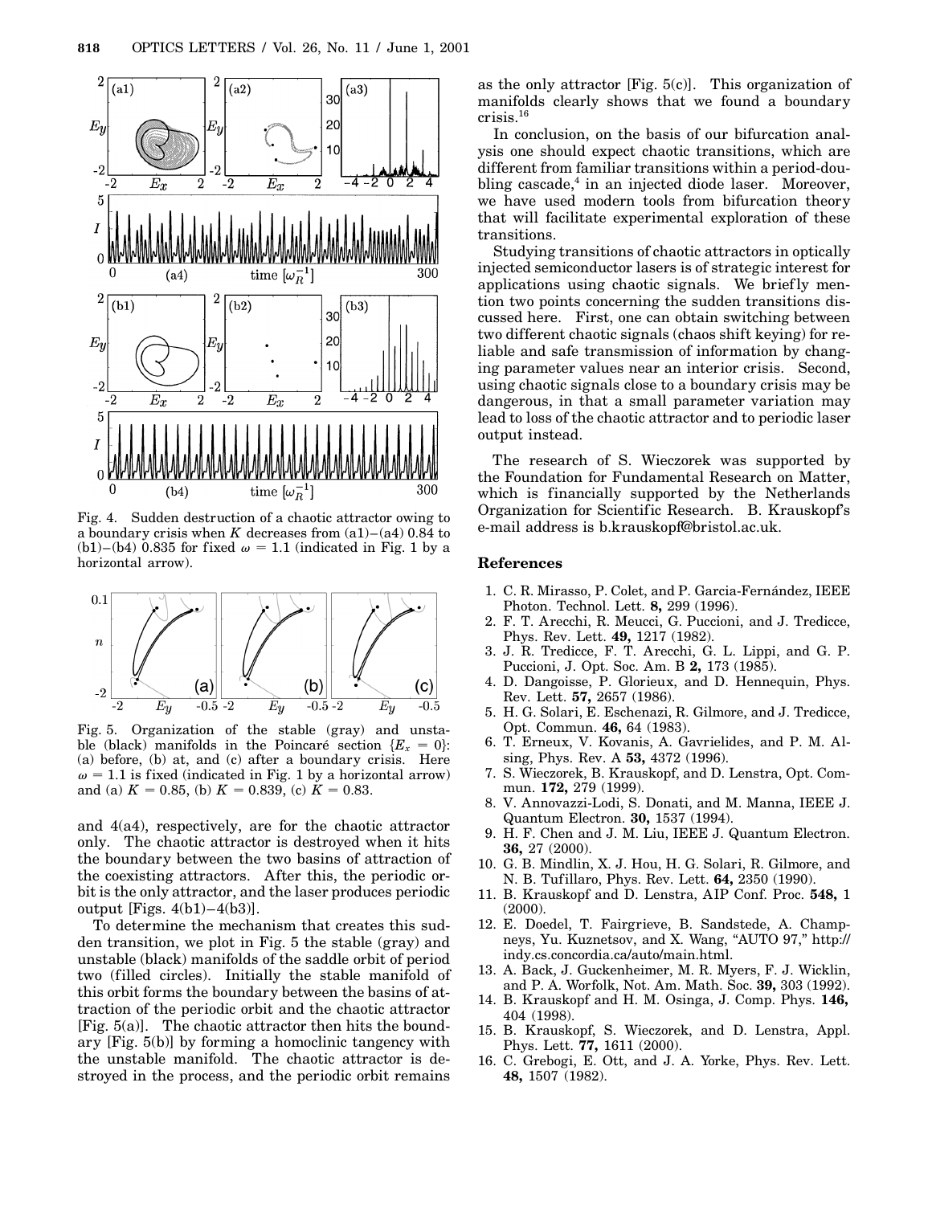(a1)

$E_y$

$E_x$

(a2)

$E_y$

$E_x$

(a3)

30

20

10

−4 −2 0 2 4

$I$

(a4)

time $[\omega_R^{-1}]$

0

300

(b1)

$E_y$

$E_x$

(b2)

$E_y$

$E_x$

(b3)

30

20

10

−4 −2 0 2 4

$I$

(b4)

time $[\omega_R^{-1}]$

0

300

Fig. 4. Sudden destruction of a chaotic attractor owing to a boundary crisis when $K$ decreases from (a1)–(a4) 0.84 to (b1)–(b4) 0.835 for fixed $\omega = 1.1$ (indicated in Fig. 1 by a horizontal arrow).

0.1

$n$

−2

(a)

(b)

(c)

$E_y$

$E_y$

$E_y$

−2

−0.5 −2

−0.5 −2

−0.5

Fig. 5. Organization of the stable (gray) and unstable (black) manifolds in the Poincaré section $\{E_x = 0\}$: (a) before, (b) at, and (c) after a boundary crisis. Here $\omega = 1.1$ is fixed (indicated in Fig. 1 by a horizontal arrow) and (a) $K = 0.85$, (b) $K = 0.839$, (c) $K = 0.83$.

and 4(a4), respectively, are for the chaotic attractor only. The chaotic attractor is destroyed when it hits the boundary between the two basins of attraction of the coexisting attractors. After this, the periodic orbit is the only attractor, and the laser produces periodic output [Figs. 4(b1)–4(b3)].

To determine the mechanism that creates this sudden transition, we plot in Fig. 5 the stable (gray) and unstable (black) manifolds of the saddle orbit of period two (filled circles). Initially the stable manifold of this orbit forms the boundary between the basins of attraction of the periodic orbit and the chaotic attractor [Fig. 5(a)]. The chaotic attractor then hits the boundary [Fig. 5(b)] by forming a homoclinic tangency with the unstable manifold. The chaotic attractor is destroyed in the process, and the periodic orbit remains as the only attractor [Fig. 5(c)]. This organization of manifolds clearly shows that we found a boundary crisis.[16]

In conclusion, on the basis of our bifurcation analysis one should expect chaotic transitions, which are different from familiar transitions within a period-doubling cascade,[4] in an injected diode laser. Moreover, we have used modern tools from bifurcation theory that will facilitate experimental exploration of these transitions.

Studying transitions of chaotic attractors in optically injected semiconductor lasers is of strategic interest for applications using chaotic signals. We briefly mention two points concerning the sudden transitions discussed here. First, one can obtain switching between two different chaotic signals (chaos shift keying) for reliable and safe transmission of information by changing parameter values near an interior crisis. Second, using chaotic signals close to a boundary crisis may be dangerous, in that a small parameter variation may lead to loss of the chaotic attractor and to periodic laser output instead.

The research of S. Wieczorek was supported by the Foundation for Fundamental Research on Matter, which is financially supported by the Netherlands Organization for Scientific Research. B. Krauskopf's e-mail address is b.krauskopf@bristol.ac.uk.

## References

1. C. R. Mirasso, P. Colet, and P. Garcia-Fernández, IEEE Photon. Technol. Lett. **8,** 299 (1996).
2. F. T. Arecchi, R. Meucci, G. Puccioni, and J. Tredicce, Phys. Rev. Lett. **49,** 1217 (1982).
3. J. R. Tredicce, F. T. Arecchi, G. L. Lippi, and G. P. Puccioni, J. Opt. Soc. Am. B **2,** 173 (1985).
4. D. Dangoisse, P. Glorieux, and D. Hennequin, Phys. Rev. Lett. **57,** 2657 (1986).
5. H. G. Solari, E. Eschenazi, R. Gilmore, and J. Tredicce, Opt. Commun. **46,** 64 (1983).
6. T. Erneux, V. Kovanis, A. Gavrielides, and P. M. Alsing, Phys. Rev. A **53,** 4372 (1996).
7. S. Wieczorek, B. Krauskopf, and D. Lenstra, Opt. Commun. **172,** 279 (1999).
8. V. Annovazzi-Lodi, S. Donati, and M. Manna, IEEE J. Quantum Electron. **30,** 1537 (1994).
9. H. F. Chen and J. M. Liu, IEEE J. Quantum Electron. **36,** 27 (2000).
10. G. B. Mindlin, X. J. Hou, H. G. Solari, R. Gilmore, and N. B. Tufillaro, Phys. Rev. Lett. **64,** 2350 (1990).
11. B. Krauskopf and D. Lenstra, AIP Conf. Proc. **548,** 1 (2000).
12. E. Doedel, T. Fairgrieve, B. Sandstede, A. Champneys, Yu. Kuznetsov, and X. Wang, "AUTO 97," http://indy.cs.concordia.ca/auto/main.html.
13. A. Back, J. Guckenheimer, M. R. Myers, F. J. Wicklin, and P. A. Worfolk, Not. Am. Math. Soc. **39,** 303 (1992).
14. B. Krauskopf and H. M. Osinga, J. Comp. Phys. **146,** 404 (1998).
15. B. Krauskopf, S. Wieczorek, and D. Lenstra, Appl. Phys. Lett. **77,** 1611 (2000).
16. C. Grebogi, E. Ott, and J. A. Yorke, Phys. Rev. Lett. **48,** 1507 (1982).